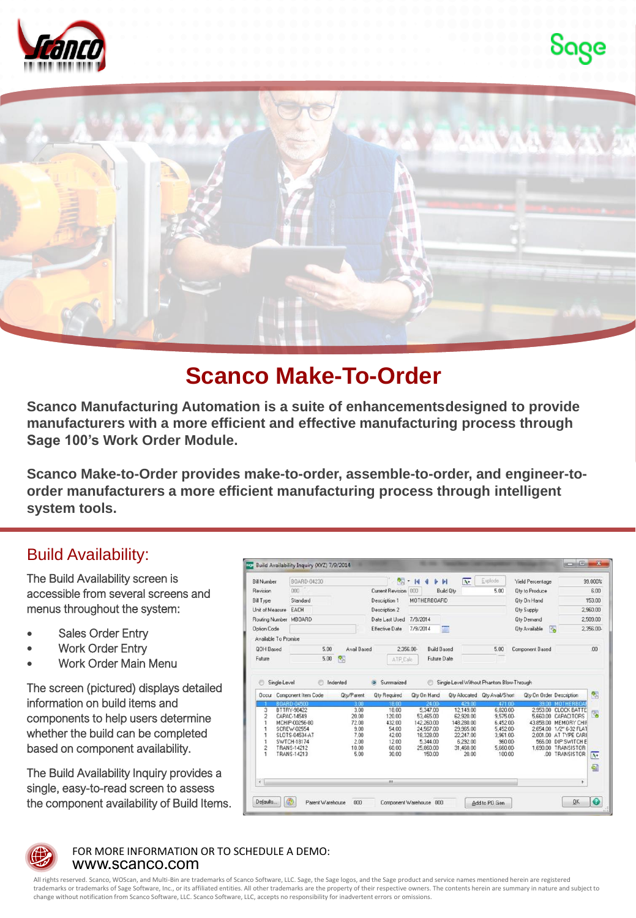# Scanco Make-To-Order

**Scanco Manufacturing Automation is a suite of enhancementsdesigned to provide manufacturers with a more efficient and effective manufacturing process through Sage 100's Work Order Module.**

**Scanco Make-to-Order provides make-to-order, assemble-to-order, and engineer-to-order manufacturers a more efficient manufacturing process through intelligent system tools.**

## Build Availability:

The Build Availability screen is accessible from several screens and menus throughout the system:

- Sales Order Entry
- Work Order Entry
- Work Order Main Menu

The screen (pictured) displays detailed information on build items and components to help users determine whether the build can be completed based on component availability.

The Build Availability Inquiry provides a single, easy-to-read screen to assess the component availability of Build Items.

FOR MORE INFORMATION OR TO SCHEDULE A DEMO:
www.scanco.com

All rights reserved. Scanco, WOScan, and Multi-Bin are trademarks of Scanco Software, LLC. Sage, the Sage logos, and the Sage product and service names mentioned herein are registered trademarks or trademarks of Sage Software, Inc., or its affiliated entities. All other trademarks are the property of their respective owners. The contents herein are summary in nature and subject to change without notification from Scanco Software, LLC. Scanco Software, LLC, accepts no responsibility for inadvertent errors or omissions.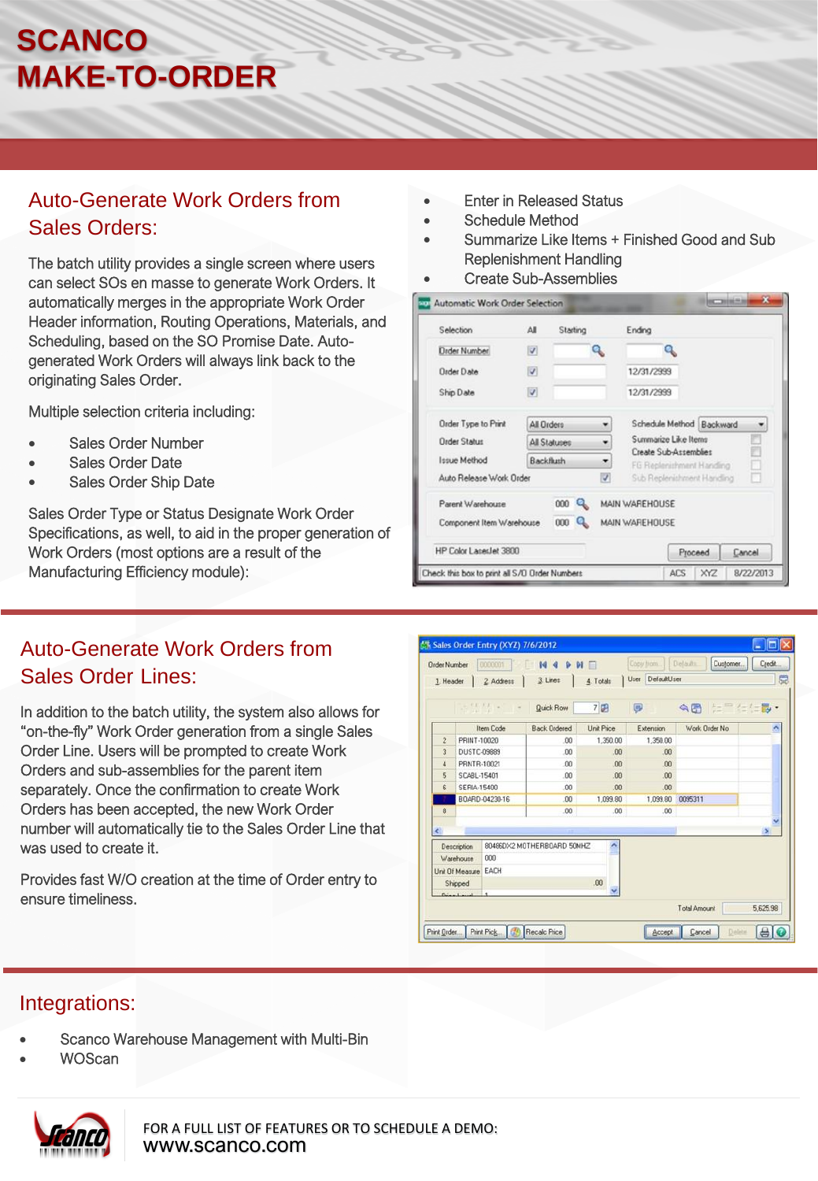# SCANCO MAKE-TO-ORDER

## Auto-Generate Work Orders from Sales Orders:

The batch utility provides a single screen where users can select SOs en masse to generate Work Orders. It automatically merges in the appropriate Work Order Header information, Routing Operations, Materials, and Scheduling, based on the SO Promise Date. Auto-generated Work Orders will always link back to the originating Sales Order.

Multiple selection criteria including:

- Sales Order Number
- Sales Order Date
- Sales Order Ship Date

Sales Order Type or Status Designate Work Order Specifications, as well, to aid in the proper generation of Work Orders (most options are a result of the Manufacturing Efficiency module):

- Enter in Released Status
- Schedule Method
- Summarize Like Items + Finished Good and Sub Replenishment Handling
- Create Sub-Assemblies

## Auto-Generate Work Orders from Sales Order Lines:

In addition to the batch utility, the system also allows for "on-the-fly" Work Order generation from a single Sales Order Line. Users will be prompted to create Work Orders and sub-assemblies for the parent item separately. Once the confirmation to create Work Orders has been accepted, the new Work Order number will automatically tie to the Sales Order Line that was used to create it.

Provides fast W/O creation at the time of Order entry to ensure timeliness.

## Integrations:

- Scanco Warehouse Management with Multi-Bin
- WOScan

FOR A FULL LIST OF FEATURES OR TO SCHEDULE A DEMO:
www.scanco.com